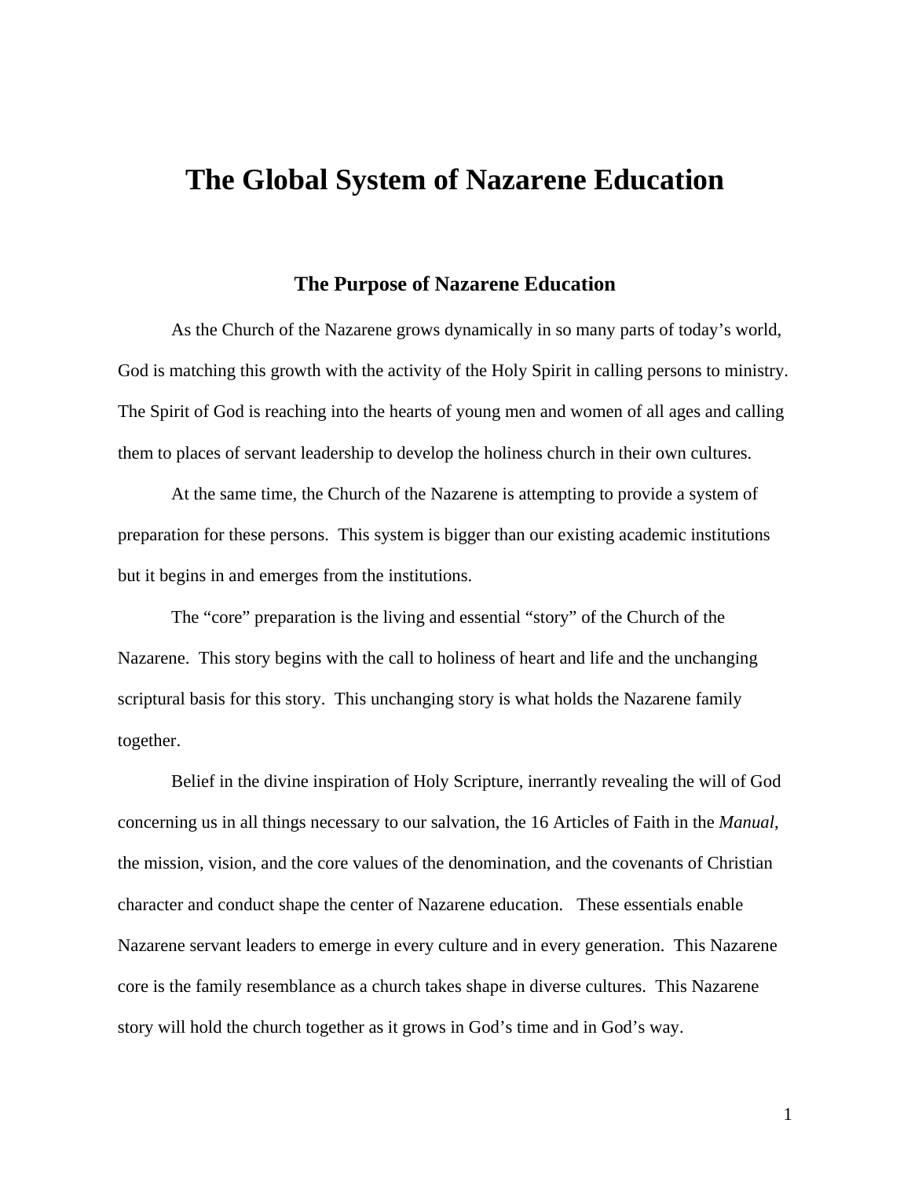# The Global System of Nazarene Education

## The Purpose of Nazarene Education

As the Church of the Nazarene grows dynamically in so many parts of today's world, God is matching this growth with the activity of the Holy Spirit in calling persons to ministry. The Spirit of God is reaching into the hearts of young men and women of all ages and calling them to places of servant leadership to develop the holiness church in their own cultures.

At the same time, the Church of the Nazarene is attempting to provide a system of preparation for these persons. This system is bigger than our existing academic institutions but it begins in and emerges from the institutions.

The "core" preparation is the living and essential "story" of the Church of the Nazarene. This story begins with the call to holiness of heart and life and the unchanging scriptural basis for this story. This unchanging story is what holds the Nazarene family together.

Belief in the divine inspiration of Holy Scripture, inerrantly revealing the will of God concerning us in all things necessary to our salvation, the 16 Articles of Faith in the *Manual*, the mission, vision, and the core values of the denomination, and the covenants of Christian character and conduct shape the center of Nazarene education. These essentials enable Nazarene servant leaders to emerge in every culture and in every generation. This Nazarene core is the family resemblance as a church takes shape in diverse cultures. This Nazarene story will hold the church together as it grows in God's time and in God's way.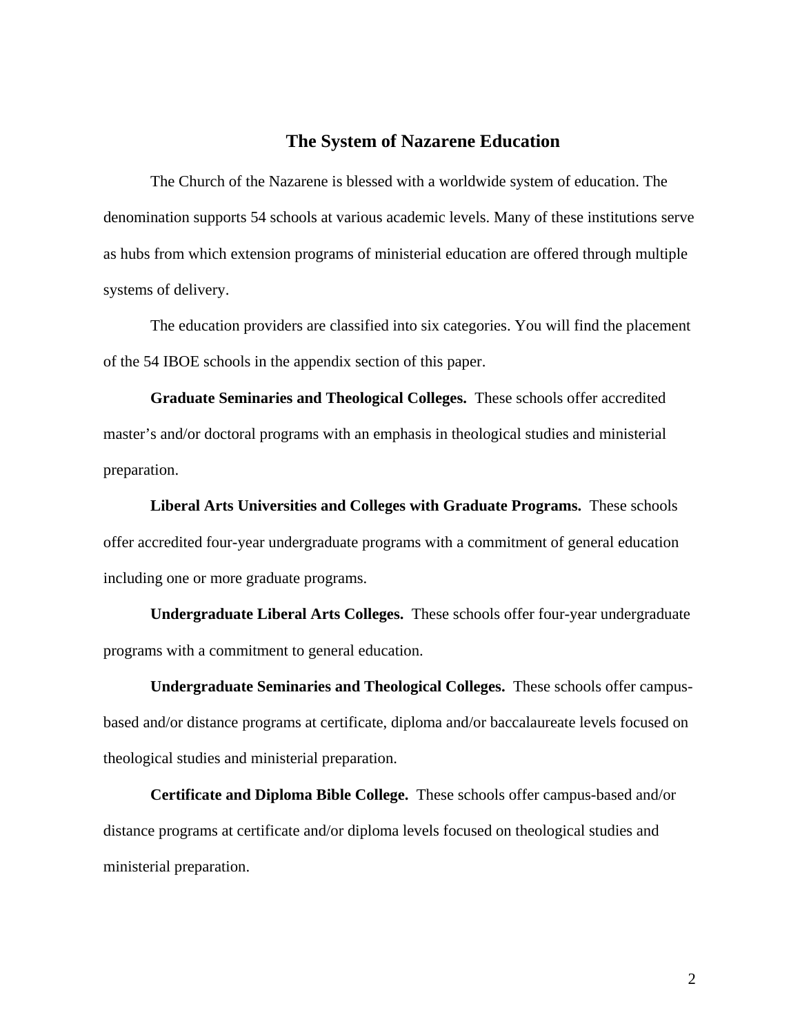## The System of Nazarene Education

The Church of the Nazarene is blessed with a worldwide system of education. The denomination supports 54 schools at various academic levels. Many of these institutions serve as hubs from which extension programs of ministerial education are offered through multiple systems of delivery.

The education providers are classified into six categories. You will find the placement of the 54 IBOE schools in the appendix section of this paper.

**Graduate Seminaries and Theological Colleges.** These schools offer accredited master's and/or doctoral programs with an emphasis in theological studies and ministerial preparation.

**Liberal Arts Universities and Colleges with Graduate Programs.** These schools offer accredited four-year undergraduate programs with a commitment of general education including one or more graduate programs.

**Undergraduate Liberal Arts Colleges.** These schools offer four-year undergraduate programs with a commitment to general education.

**Undergraduate Seminaries and Theological Colleges.** These schools offer campus-based and/or distance programs at certificate, diploma and/or baccalaureate levels focused on theological studies and ministerial preparation.

**Certificate and Diploma Bible College.** These schools offer campus-based and/or distance programs at certificate and/or diploma levels focused on theological studies and ministerial preparation.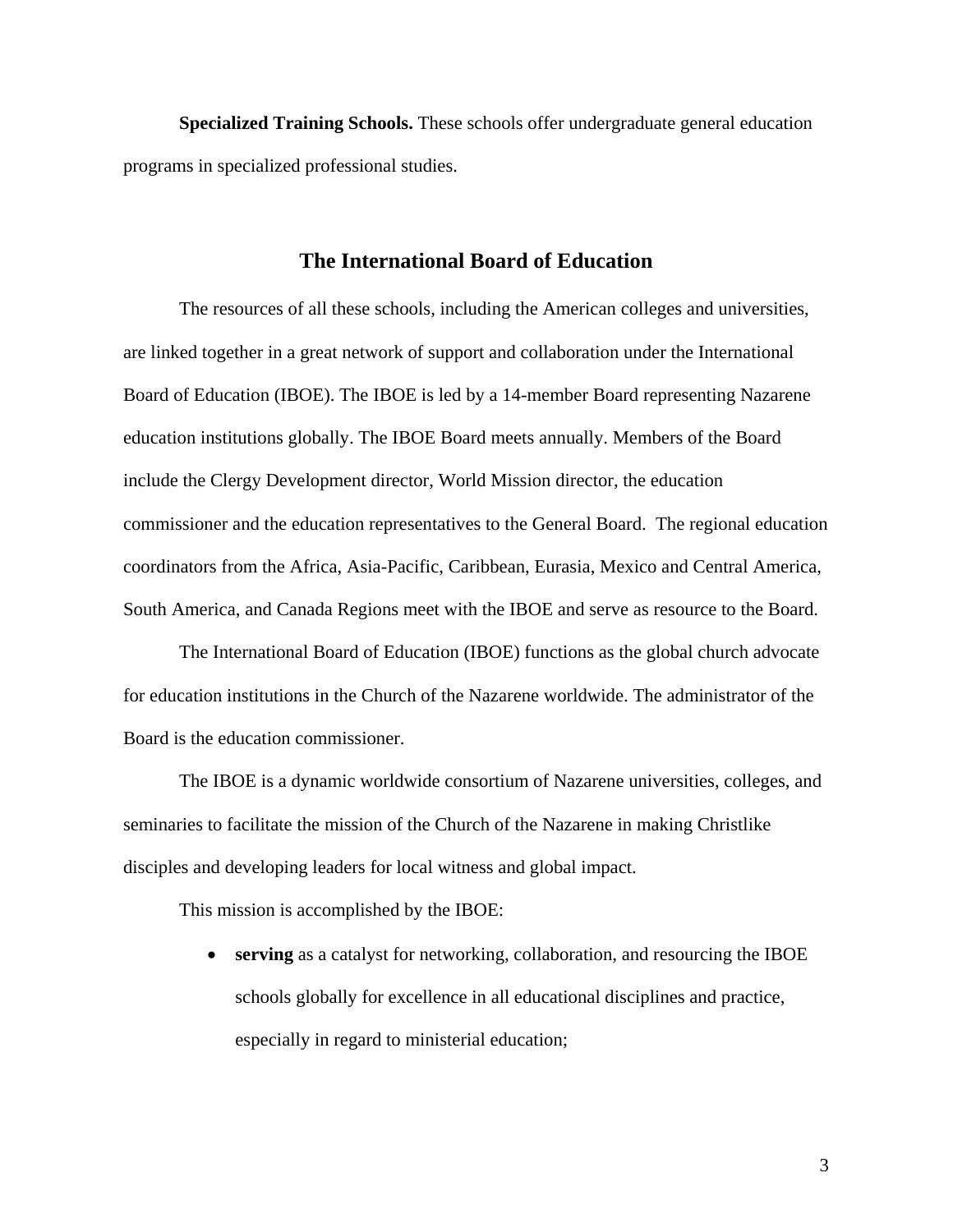**Specialized Training Schools.** These schools offer undergraduate general education programs in specialized professional studies.

## The International Board of Education

The resources of all these schools, including the American colleges and universities, are linked together in a great network of support and collaboration under the International Board of Education (IBOE). The IBOE is led by a 14-member Board representing Nazarene education institutions globally. The IBOE Board meets annually. Members of the Board include the Clergy Development director, World Mission director, the education commissioner and the education representatives to the General Board. The regional education coordinators from the Africa, Asia-Pacific, Caribbean, Eurasia, Mexico and Central America, South America, and Canada Regions meet with the IBOE and serve as resource to the Board.

The International Board of Education (IBOE) functions as the global church advocate for education institutions in the Church of the Nazarene worldwide. The administrator of the Board is the education commissioner.

The IBOE is a dynamic worldwide consortium of Nazarene universities, colleges, and seminaries to facilitate the mission of the Church of the Nazarene in making Christlike disciples and developing leaders for local witness and global impact.

This mission is accomplished by the IBOE:

- **serving** as a catalyst for networking, collaboration, and resourcing the IBOE schools globally for excellence in all educational disciplines and practice, especially in regard to ministerial education;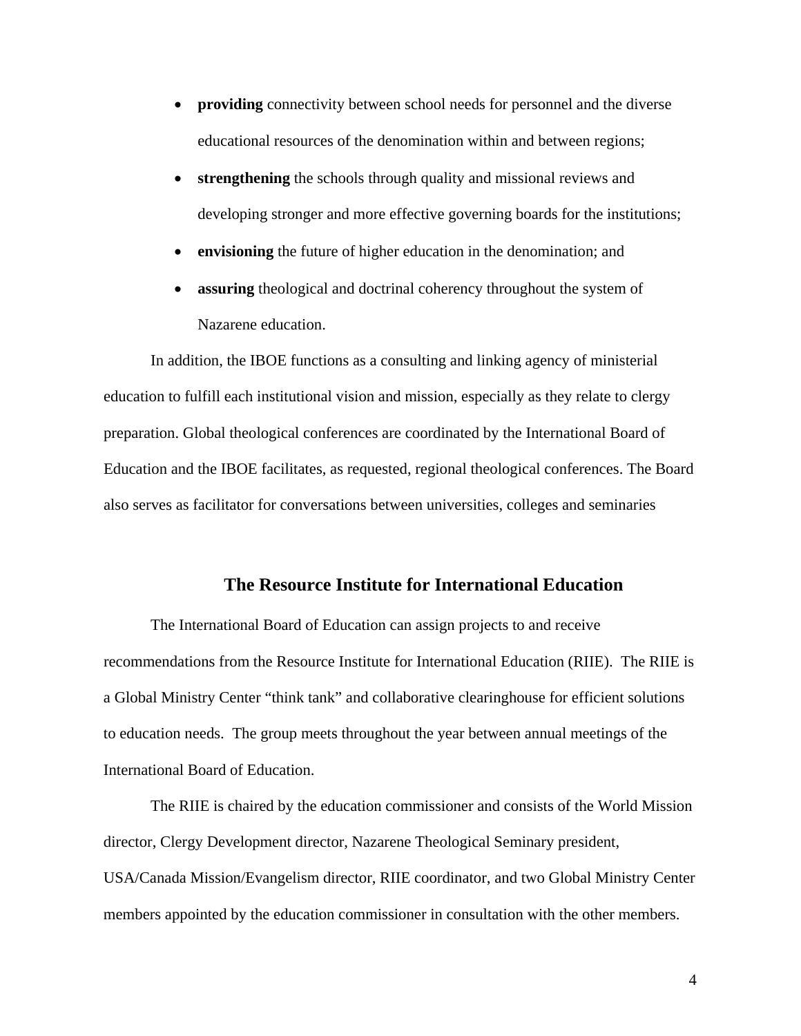- **providing** connectivity between school needs for personnel and the diverse educational resources of the denomination within and between regions;
- **strengthening** the schools through quality and missional reviews and developing stronger and more effective governing boards for the institutions;
- **envisioning** the future of higher education in the denomination; and
- **assuring** theological and doctrinal coherency throughout the system of Nazarene education.

In addition, the IBOE functions as a consulting and linking agency of ministerial education to fulfill each institutional vision and mission, especially as they relate to clergy preparation. Global theological conferences are coordinated by the International Board of Education and the IBOE facilitates, as requested, regional theological conferences. The Board also serves as facilitator for conversations between universities, colleges and seminaries

## The Resource Institute for International Education

The International Board of Education can assign projects to and receive recommendations from the Resource Institute for International Education (RIIE). The RIIE is a Global Ministry Center "think tank" and collaborative clearinghouse for efficient solutions to education needs. The group meets throughout the year between annual meetings of the International Board of Education.

The RIIE is chaired by the education commissioner and consists of the World Mission director, Clergy Development director, Nazarene Theological Seminary president, USA/Canada Mission/Evangelism director, RIIE coordinator, and two Global Ministry Center members appointed by the education commissioner in consultation with the other members.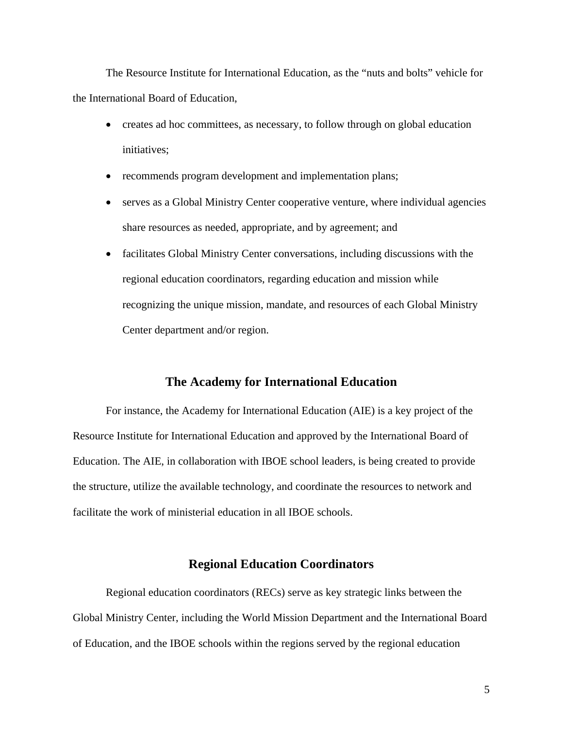The Resource Institute for International Education, as the "nuts and bolts" vehicle for the International Board of Education,

- creates ad hoc committees, as necessary, to follow through on global education initiatives;
- recommends program development and implementation plans;
- serves as a Global Ministry Center cooperative venture, where individual agencies share resources as needed, appropriate, and by agreement; and
- facilitates Global Ministry Center conversations, including discussions with the regional education coordinators, regarding education and mission while recognizing the unique mission, mandate, and resources of each Global Ministry Center department and/or region.

## The Academy for International Education

For instance, the Academy for International Education (AIE) is a key project of the Resource Institute for International Education and approved by the International Board of Education. The AIE, in collaboration with IBOE school leaders, is being created to provide the structure, utilize the available technology, and coordinate the resources to network and facilitate the work of ministerial education in all IBOE schools.

## Regional Education Coordinators

Regional education coordinators (RECs) serve as key strategic links between the Global Ministry Center, including the World Mission Department and the International Board of Education, and the IBOE schools within the regions served by the regional education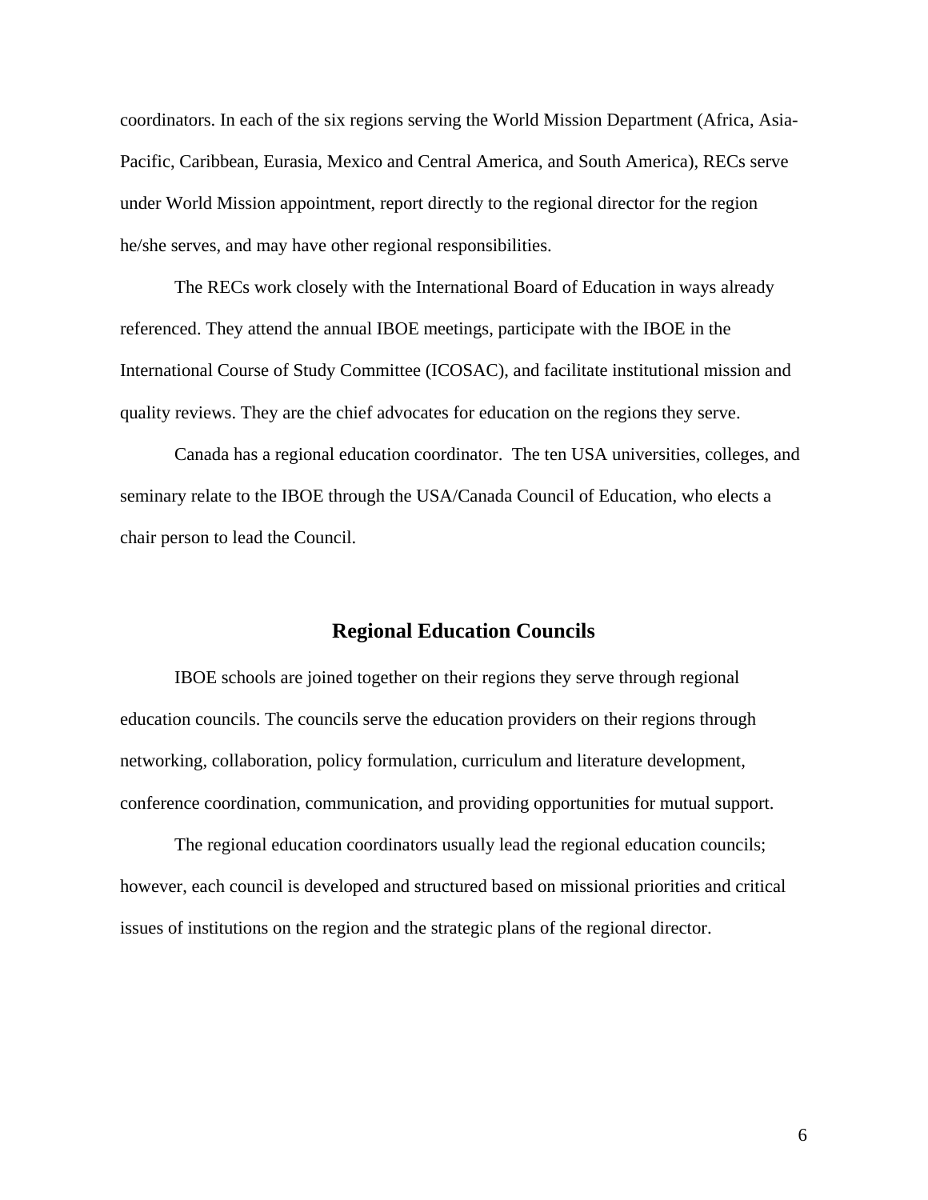coordinators. In each of the six regions serving the World Mission Department (Africa, Asia-Pacific, Caribbean, Eurasia, Mexico and Central America, and South America), RECs serve under World Mission appointment, report directly to the regional director for the region he/she serves, and may have other regional responsibilities.

The RECs work closely with the International Board of Education in ways already referenced. They attend the annual IBOE meetings, participate with the IBOE in the International Course of Study Committee (ICOSAC), and facilitate institutional mission and quality reviews. They are the chief advocates for education on the regions they serve.

Canada has a regional education coordinator. The ten USA universities, colleges, and seminary relate to the IBOE through the USA/Canada Council of Education, who elects a chair person to lead the Council.

## Regional Education Councils

IBOE schools are joined together on their regions they serve through regional education councils. The councils serve the education providers on their regions through networking, collaboration, policy formulation, curriculum and literature development, conference coordination, communication, and providing opportunities for mutual support.

The regional education coordinators usually lead the regional education councils; however, each council is developed and structured based on missional priorities and critical issues of institutions on the region and the strategic plans of the regional director.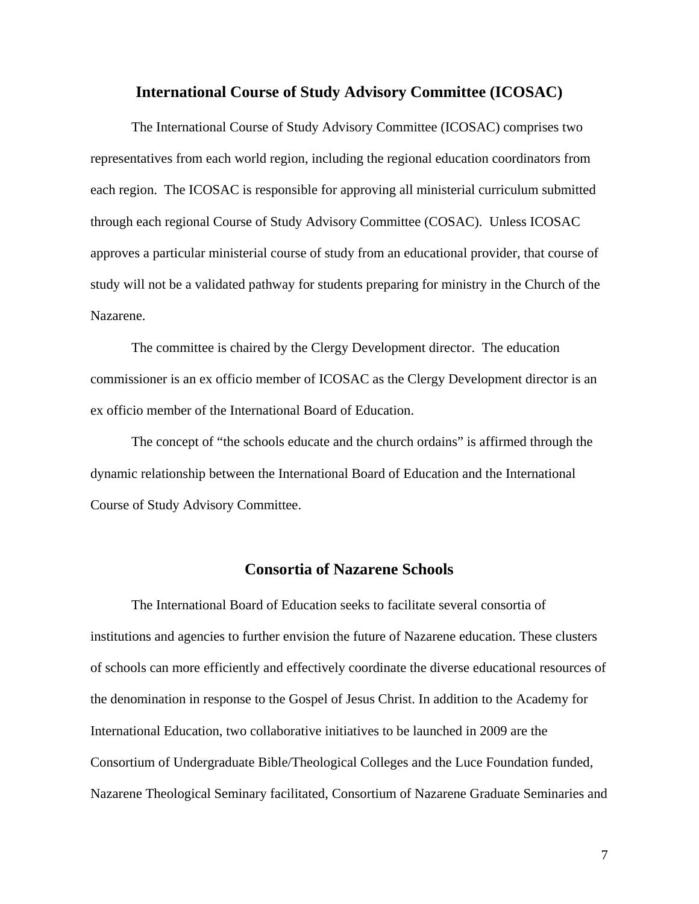## International Course of Study Advisory Committee (ICOSAC)

The International Course of Study Advisory Committee (ICOSAC) comprises two representatives from each world region, including the regional education coordinators from each region. The ICOSAC is responsible for approving all ministerial curriculum submitted through each regional Course of Study Advisory Committee (COSAC). Unless ICOSAC approves a particular ministerial course of study from an educational provider, that course of study will not be a validated pathway for students preparing for ministry in the Church of the Nazarene.

The committee is chaired by the Clergy Development director. The education commissioner is an ex officio member of ICOSAC as the Clergy Development director is an ex officio member of the International Board of Education.

The concept of "the schools educate and the church ordains" is affirmed through the dynamic relationship between the International Board of Education and the International Course of Study Advisory Committee.

## Consortia of Nazarene Schools

The International Board of Education seeks to facilitate several consortia of institutions and agencies to further envision the future of Nazarene education. These clusters of schools can more efficiently and effectively coordinate the diverse educational resources of the denomination in response to the Gospel of Jesus Christ. In addition to the Academy for International Education, two collaborative initiatives to be launched in 2009 are the Consortium of Undergraduate Bible/Theological Colleges and the Luce Foundation funded, Nazarene Theological Seminary facilitated, Consortium of Nazarene Graduate Seminaries and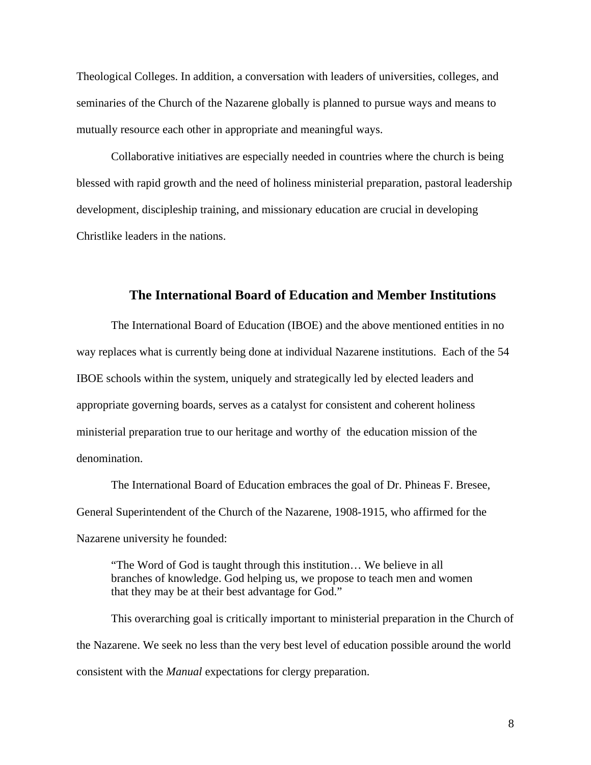Theological Colleges. In addition, a conversation with leaders of universities, colleges, and seminaries of the Church of the Nazarene globally is planned to pursue ways and means to mutually resource each other in appropriate and meaningful ways.

Collaborative initiatives are especially needed in countries where the church is being blessed with rapid growth and the need of holiness ministerial preparation, pastoral leadership development, discipleship training, and missionary education are crucial in developing Christlike leaders in the nations.

## The International Board of Education and Member Institutions

The International Board of Education (IBOE) and the above mentioned entities in no way replaces what is currently being done at individual Nazarene institutions. Each of the 54 IBOE schools within the system, uniquely and strategically led by elected leaders and appropriate governing boards, serves as a catalyst for consistent and coherent holiness ministerial preparation true to our heritage and worthy of the education mission of the denomination.

The International Board of Education embraces the goal of Dr. Phineas F. Bresee, General Superintendent of the Church of the Nazarene, 1908-1915, who affirmed for the Nazarene university he founded:

> "The Word of God is taught through this institution… We believe in all branches of knowledge. God helping us, we propose to teach men and women that they may be at their best advantage for God."

This overarching goal is critically important to ministerial preparation in the Church of the Nazarene. We seek no less than the very best level of education possible around the world consistent with the *Manual* expectations for clergy preparation.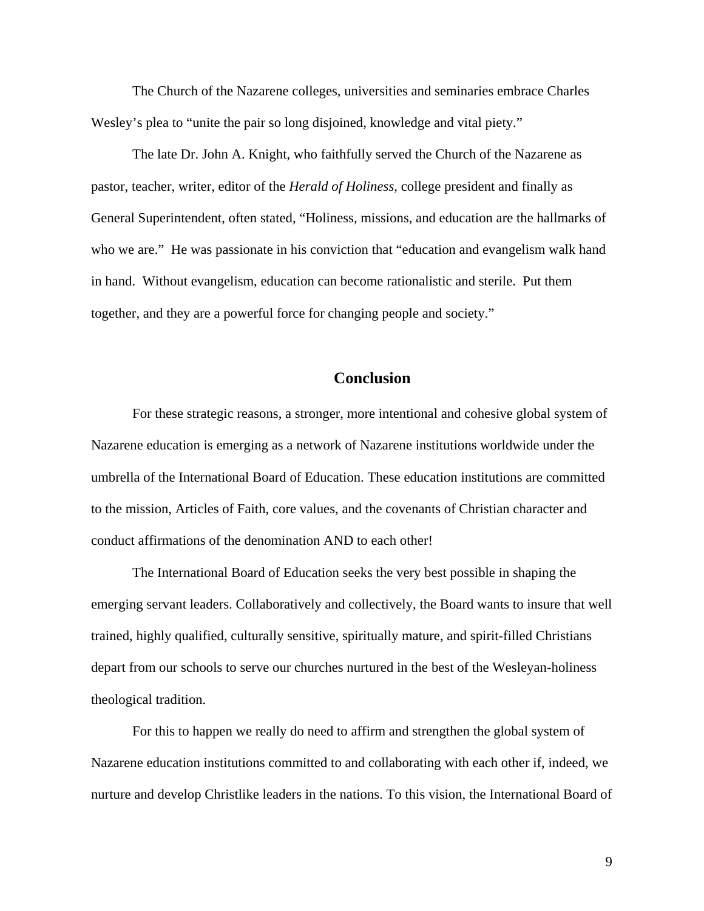The Church of the Nazarene colleges, universities and seminaries embrace Charles Wesley's plea to "unite the pair so long disjoined, knowledge and vital piety."

The late Dr. John A. Knight, who faithfully served the Church of the Nazarene as pastor, teacher, writer, editor of the *Herald of Holiness*, college president and finally as General Superintendent, often stated, "Holiness, missions, and education are the hallmarks of who we are." He was passionate in his conviction that "education and evangelism walk hand in hand. Without evangelism, education can become rationalistic and sterile. Put them together, and they are a powerful force for changing people and society."

## Conclusion

For these strategic reasons, a stronger, more intentional and cohesive global system of Nazarene education is emerging as a network of Nazarene institutions worldwide under the umbrella of the International Board of Education. These education institutions are committed to the mission, Articles of Faith, core values, and the covenants of Christian character and conduct affirmations of the denomination AND to each other!

The International Board of Education seeks the very best possible in shaping the emerging servant leaders. Collaboratively and collectively, the Board wants to insure that well trained, highly qualified, culturally sensitive, spiritually mature, and spirit-filled Christians depart from our schools to serve our churches nurtured in the best of the Wesleyan-holiness theological tradition.

For this to happen we really do need to affirm and strengthen the global system of Nazarene education institutions committed to and collaborating with each other if, indeed, we nurture and develop Christlike leaders in the nations. To this vision, the International Board of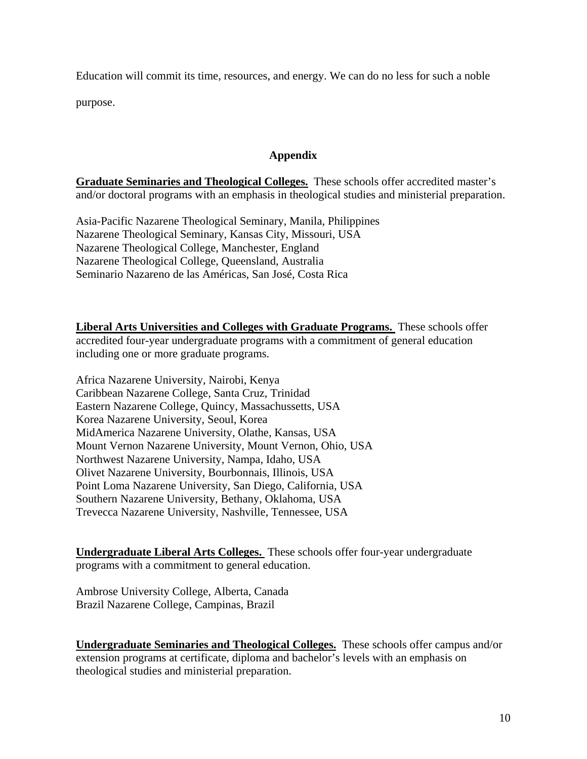Education will commit its time, resources, and energy. We can do no less for such a noble purpose.

## Appendix

**Graduate Seminaries and Theological Colleges.** These schools offer accredited master's and/or doctoral programs with an emphasis in theological studies and ministerial preparation.

Asia-Pacific Nazarene Theological Seminary, Manila, Philippines
Nazarene Theological Seminary, Kansas City, Missouri, USA
Nazarene Theological College, Manchester, England
Nazarene Theological College, Queensland, Australia
Seminario Nazareno de las Américas, San José, Costa Rica

**Liberal Arts Universities and Colleges with Graduate Programs.** These schools offer accredited four-year undergraduate programs with a commitment of general education including one or more graduate programs.

Africa Nazarene University, Nairobi, Kenya
Caribbean Nazarene College, Santa Cruz, Trinidad
Eastern Nazarene College, Quincy, Massachussetts, USA
Korea Nazarene University, Seoul, Korea
MidAmerica Nazarene University, Olathe, Kansas, USA
Mount Vernon Nazarene University, Mount Vernon, Ohio, USA
Northwest Nazarene University, Nampa, Idaho, USA
Olivet Nazarene University, Bourbonnais, Illinois, USA
Point Loma Nazarene University, San Diego, California, USA
Southern Nazarene University, Bethany, Oklahoma, USA
Trevecca Nazarene University, Nashville, Tennessee, USA

**Undergraduate Liberal Arts Colleges.** These schools offer four-year undergraduate programs with a commitment to general education.

Ambrose University College, Alberta, Canada
Brazil Nazarene College, Campinas, Brazil

**Undergraduate Seminaries and Theological Colleges.** These schools offer campus and/or extension programs at certificate, diploma and bachelor's levels with an emphasis on theological studies and ministerial preparation.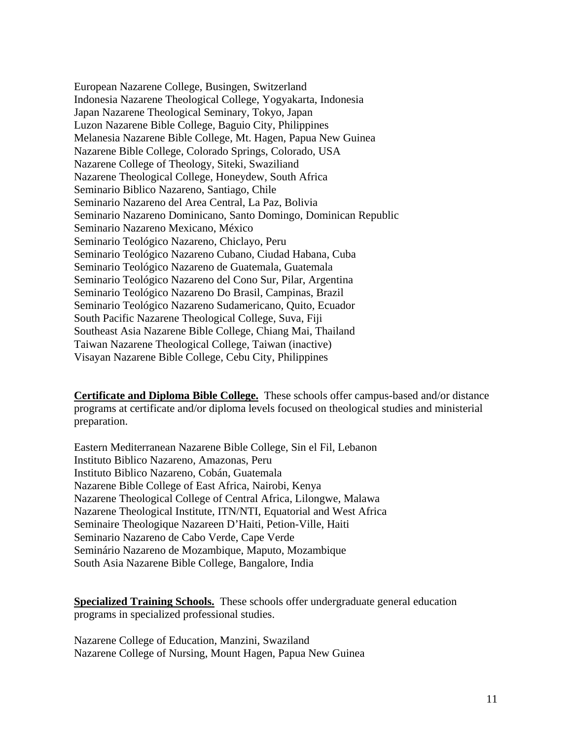European Nazarene College, Busingen, Switzerland
Indonesia Nazarene Theological College, Yogyakarta, Indonesia
Japan Nazarene Theological Seminary, Tokyo, Japan
Luzon Nazarene Bible College, Baguio City, Philippines
Melanesia Nazarene Bible College, Mt. Hagen, Papua New Guinea
Nazarene Bible College, Colorado Springs, Colorado, USA
Nazarene College of Theology, Siteki, Swaziland
Nazarene Theological College, Honeydew, South Africa
Seminario Biblico Nazareno, Santiago, Chile
Seminario Nazareno del Area Central, La Paz, Bolivia
Seminario Nazareno Dominicano, Santo Domingo, Dominican Republic
Seminario Nazareno Mexicano, México
Seminario Teológico Nazareno, Chiclayo, Peru
Seminario Teológico Nazareno Cubano, Ciudad Habana, Cuba
Seminario Teológico Nazareno de Guatemala, Guatemala
Seminario Teológico Nazareno del Cono Sur, Pilar, Argentina
Seminario Teológico Nazareno Do Brasil, Campinas, Brazil
Seminario Teológico Nazareno Sudamericano, Quito, Ecuador
South Pacific Nazarene Theological College, Suva, Fiji
Southeast Asia Nazarene Bible College, Chiang Mai, Thailand
Taiwan Nazarene Theological College, Taiwan (inactive)
Visayan Nazarene Bible College, Cebu City, Philippines

**Certificate and Diploma Bible College.** These schools offer campus-based and/or distance programs at certificate and/or diploma levels focused on theological studies and ministerial preparation.

Eastern Mediterranean Nazarene Bible College, Sin el Fil, Lebanon
Instituto Biblico Nazareno, Amazonas, Peru
Instituto Biblico Nazareno, Cobán, Guatemala
Nazarene Bible College of East Africa, Nairobi, Kenya
Nazarene Theological College of Central Africa, Lilongwe, Malawa
Nazarene Theological Institute, ITN/NTI, Equatorial and West Africa
Seminaire Theologique Nazareen D'Haiti, Petion-Ville, Haiti
Seminario Nazareno de Cabo Verde, Cape Verde
Seminário Nazareno de Mozambique, Maputo, Mozambique
South Asia Nazarene Bible College, Bangalore, India

**Specialized Training Schools.** These schools offer undergraduate general education programs in specialized professional studies.

Nazarene College of Education, Manzini, Swaziland
Nazarene College of Nursing, Mount Hagen, Papua New Guinea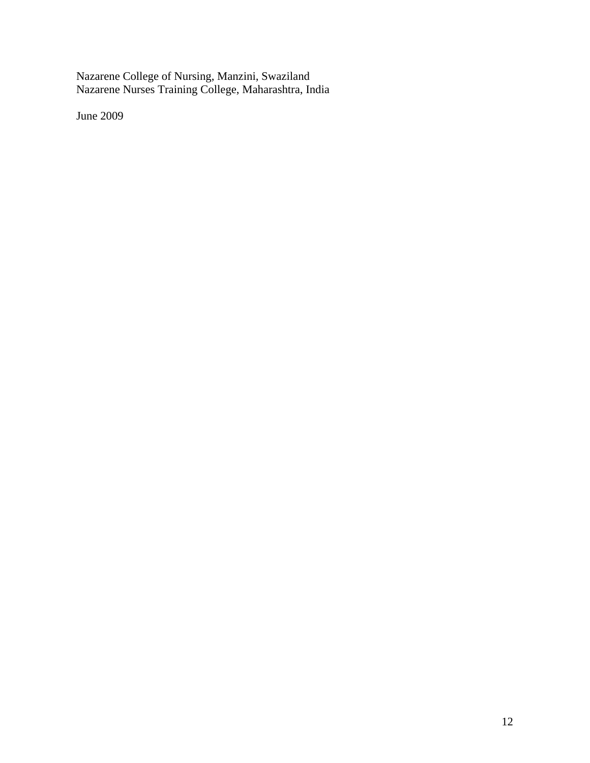Nazarene College of Nursing, Manzini, Swaziland
Nazarene Nurses Training College, Maharashtra, India

June 2009